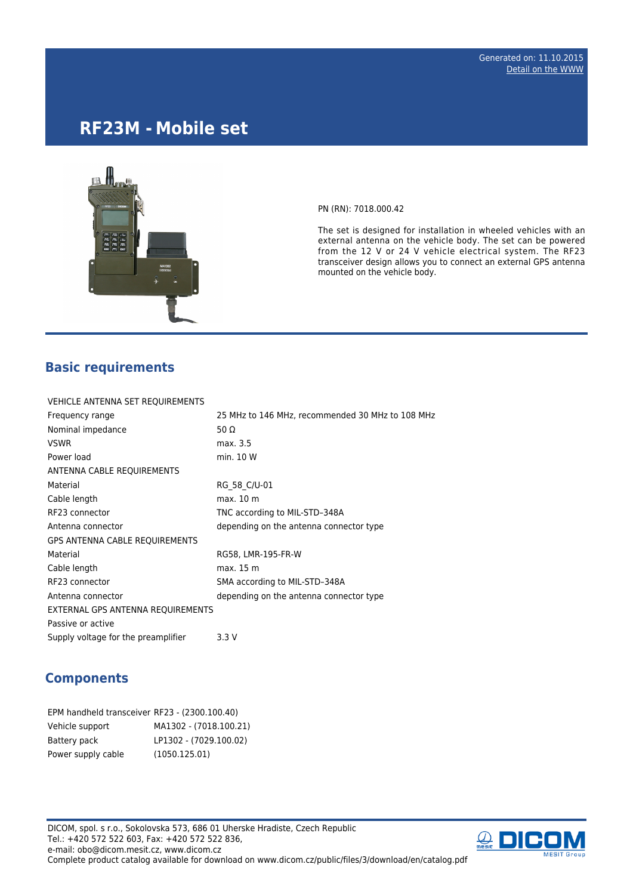Generated on: 11.10.2015
Detail on the WWW

# RF23M - Mobile set

PN (RN): 7018.000.42

The set is designed for installation in wheeled vehicles with an external antenna on the vehicle body. The set can be powered from the 12 V or 24 V vehicle electrical system. The RF23 transceiver design allows you to connect an external GPS antenna mounted on the vehicle body.

## Basic requirements

| | |
|---|---|
| VEHICLE ANTENNA SET REQUIREMENTS | |
| Frequency range | 25 MHz to 146 MHz, recommended 30 MHz to 108 MHz |
| Nominal impedance | 50 Ω |
| VSWR | max. 3.5 |
| Power load | min. 10 W |
| ANTENNA CABLE REQUIREMENTS | |
| Material | RG_58_C/U-01 |
| Cable length | max. 10 m |
| RF23 connector | TNC according to MIL-STD–348A |
| Antenna connector | depending on the antenna connector type |
| GPS ANTENNA CABLE REQUIREMENTS | |
| Material | RG58, LMR-195-FR-W |
| Cable length | max. 15 m |
| RF23 connector | SMA according to MIL-STD–348A |
| Antenna connector | depending on the antenna connector type |
| EXTERNAL GPS ANTENNA REQUIREMENTS | |
| Passive or active | |
| Supply voltage for the preamplifier | 3.3 V |

## Components

| | |
|---|---|
| EPM handheld transceiver | RF23 - (2300.100.40) |
| Vehicle support | MA1302 - (7018.100.21) |
| Battery pack | LP1302 - (7029.100.02) |
| Power supply cable | (1050.125.01) |

DICOM, spol. s r.o., Sokolovska 573, 686 01 Uherske Hradiste, Czech Republic
Tel.: +420 572 522 603, Fax: +420 572 522 836,
e-mail: obo@dicom.mesit.cz, www.dicom.cz
Complete product catalog available for download on www.dicom.cz/public/files/3/download/en/catalog.pdf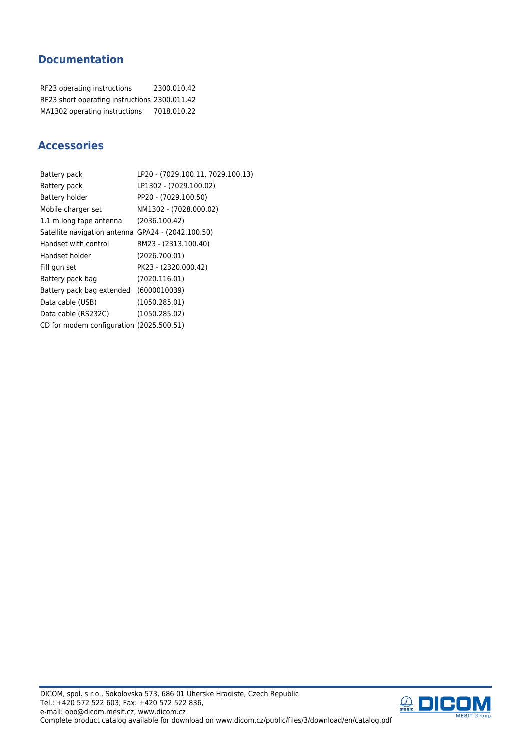## Documentation

| | |
|---|---|
| RF23 operating instructions | 2300.010.42 |
| RF23 short operating instructions | 2300.011.42 |
| MA1302 operating instructions | 7018.010.22 |

## Accessories

| | |
|---|---|
| Battery pack | LP20 - (7029.100.11, 7029.100.13) |
| Battery pack | LP1302 - (7029.100.02) |
| Battery holder | PP20 - (7029.100.50) |
| Mobile charger set | NM1302 - (7028.000.02) |
| 1.1 m long tape antenna | (2036.100.42) |
| Satellite navigation antenna | GPA24 - (2042.100.50) |
| Handset with control | RM23 - (2313.100.40) |
| Handset holder | (2026.700.01) |
| Fill gun set | PK23 - (2320.000.42) |
| Battery pack bag | (7020.116.01) |
| Battery pack bag extended | (6000010039) |
| Data cable (USB) | (1050.285.01) |
| Data cable (RS232C) | (1050.285.02) |
| CD for modem configuration | (2025.500.51) |

DICOM, spol. s r.o., Sokolovska 573, 686 01 Uherske Hradiste, Czech Republic
Tel.: +420 572 522 603, Fax: +420 572 522 836,
e-mail: obo@dicom.mesit.cz, www.dicom.cz
Complete product catalog available for download on www.dicom.cz/public/files/3/download/en/catalog.pdf